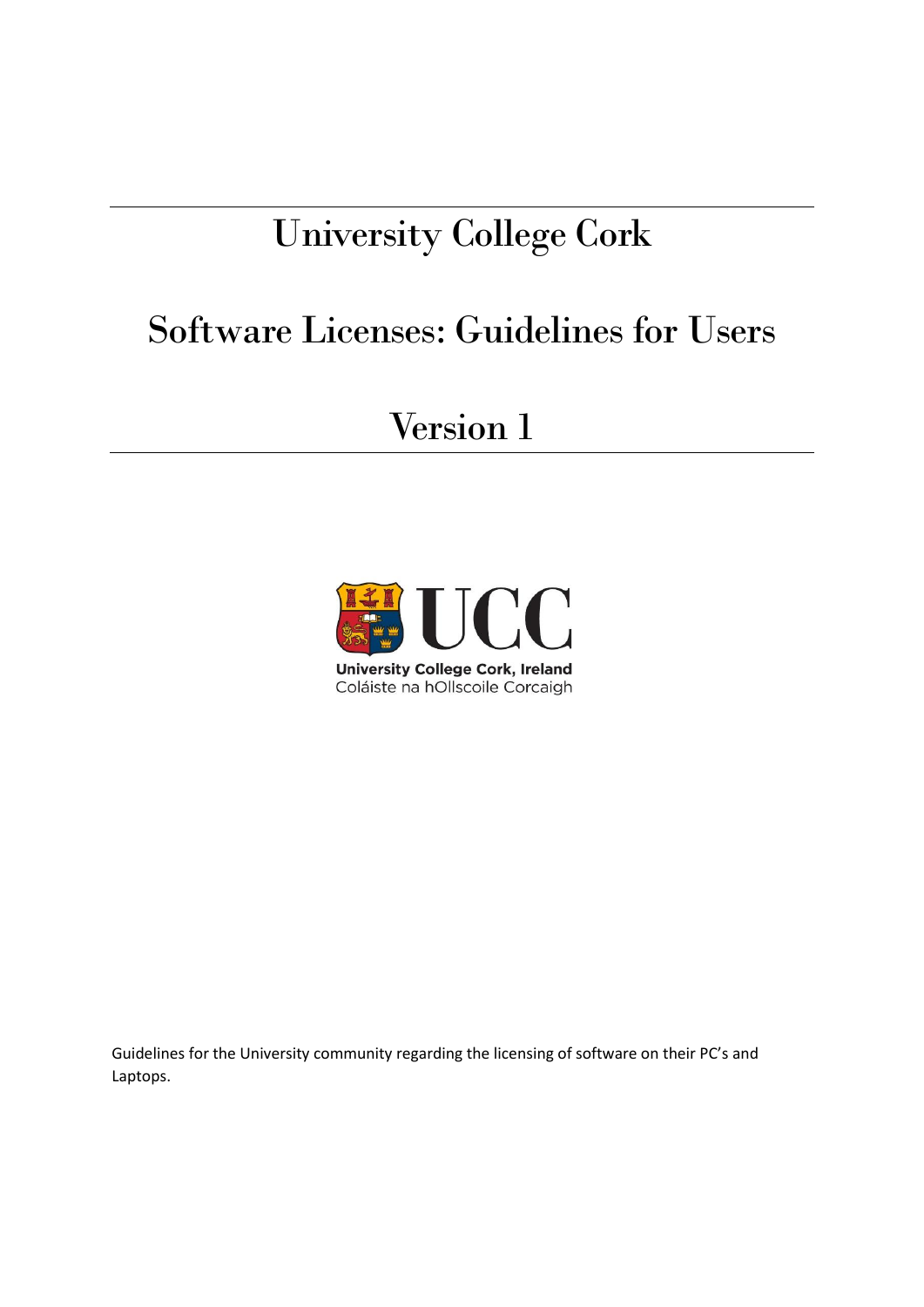# University College Cork

# Software Licenses: Guidelines for Users

# Version 1

University College Cork, Ireland
Coláiste na hOllscoile Corcaigh

Guidelines for the University community regarding the licensing of software on their PC's and Laptops.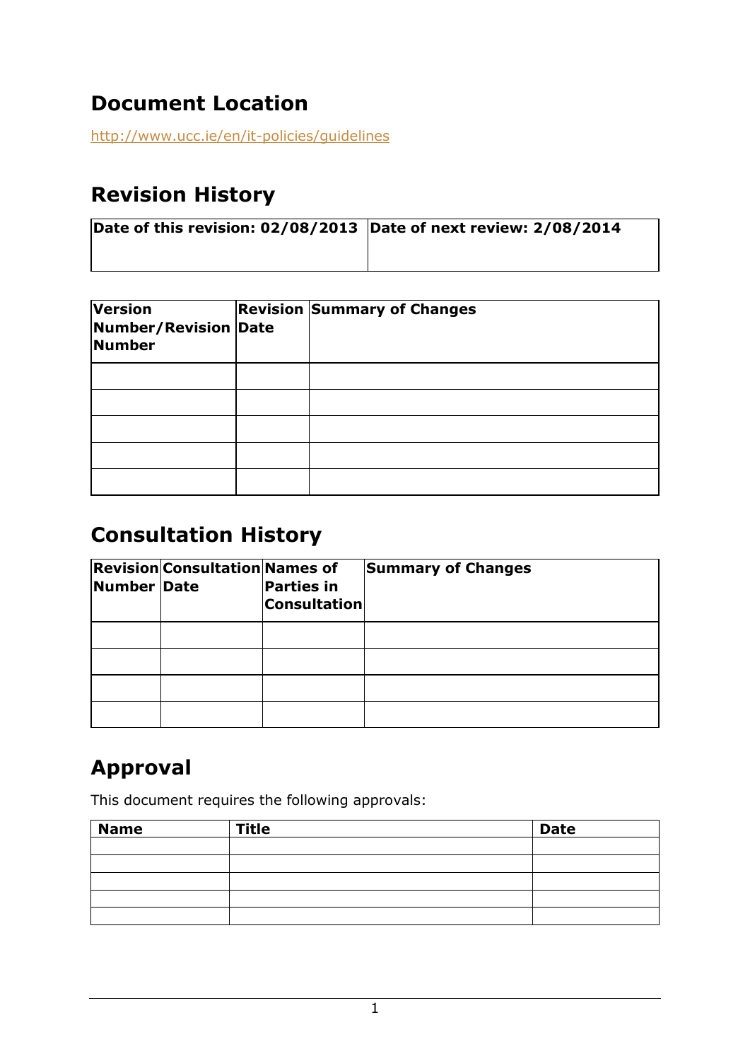## Document Location

http://www.ucc.ie/en/it-policies/guidelines

## Revision History

| Date of this revision: 02/08/2013 | Date of next review: 2/08/2014 |
|---|---|

| Version Number/Revision Number | Revision Date | Summary of Changes |
|---|---|---|
| | | |
| | | |
| | | |
| | | |
| | | |

## Consultation History

| Revision Number | Consultation Date | Names of Parties in Consultation | Summary of Changes |
|---|---|---|---|
| | | | |
| | | | |
| | | | |
| | | | |

## Approval

This document requires the following approvals:

| Name | Title | Date |
|---|---|---|
| | | |
| | | |
| | | |
| | | |
| | | |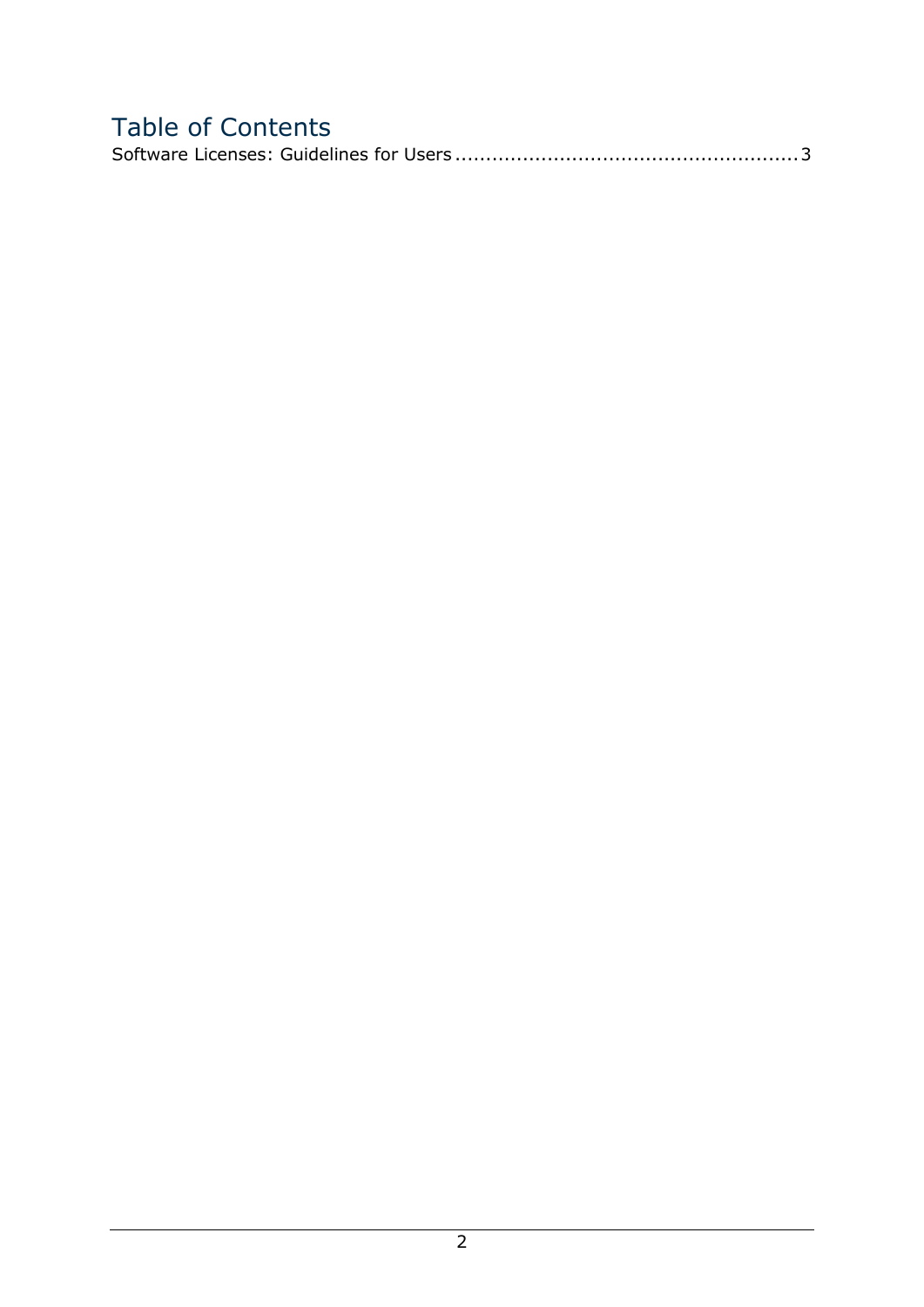# Table of Contents

Software Licenses: Guidelines for Users ........................................................ 3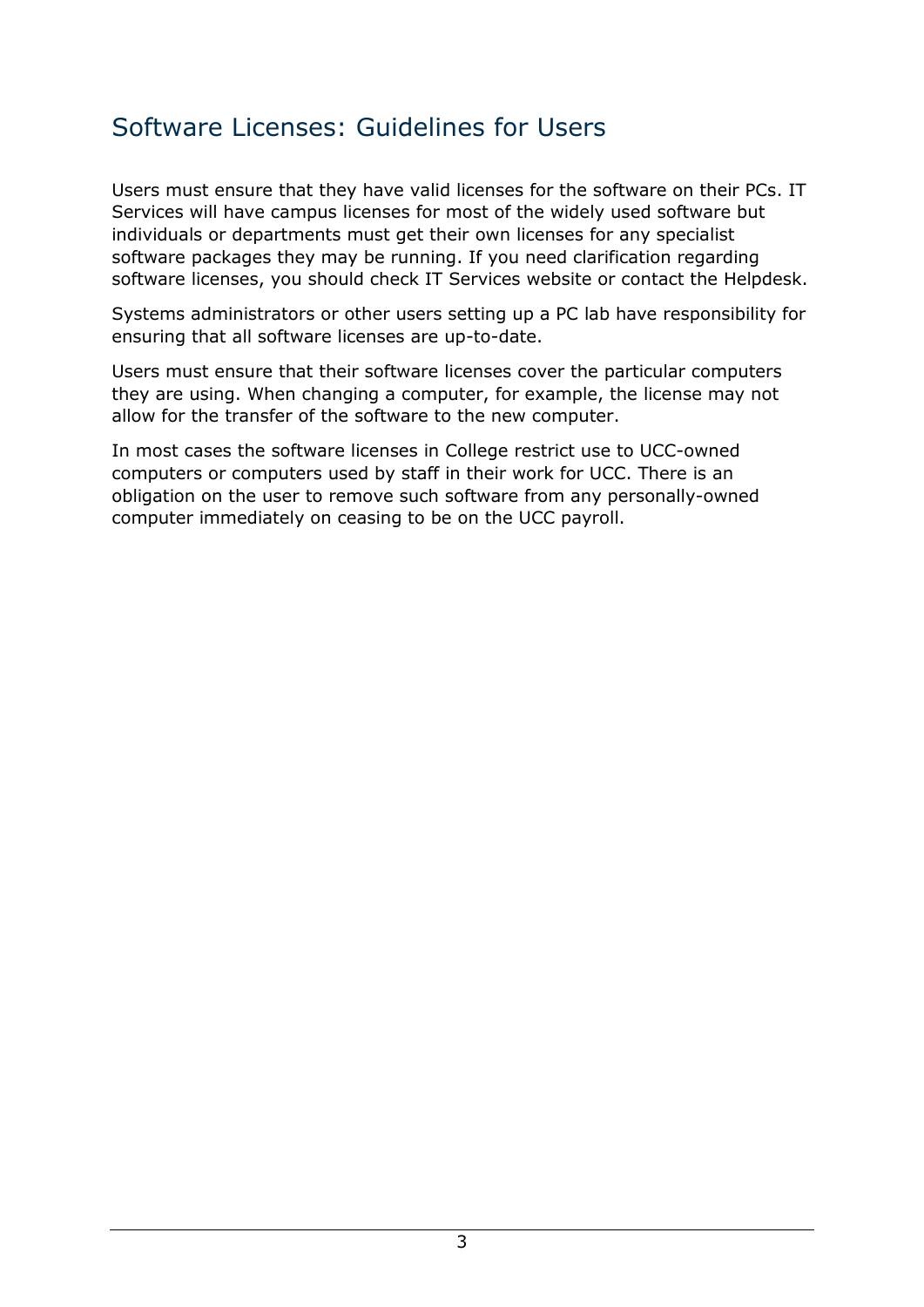## Software Licenses: Guidelines for Users

Users must ensure that they have valid licenses for the software on their PCs. IT Services will have campus licenses for most of the widely used software but individuals or departments must get their own licenses for any specialist software packages they may be running. If you need clarification regarding software licenses, you should check IT Services website or contact the Helpdesk.

Systems administrators or other users setting up a PC lab have responsibility for ensuring that all software licenses are up-to-date.

Users must ensure that their software licenses cover the particular computers they are using. When changing a computer, for example, the license may not allow for the transfer of the software to the new computer.

In most cases the software licenses in College restrict use to UCC-owned computers or computers used by staff in their work for UCC. There is an obligation on the user to remove such software from any personally-owned computer immediately on ceasing to be on the UCC payroll.